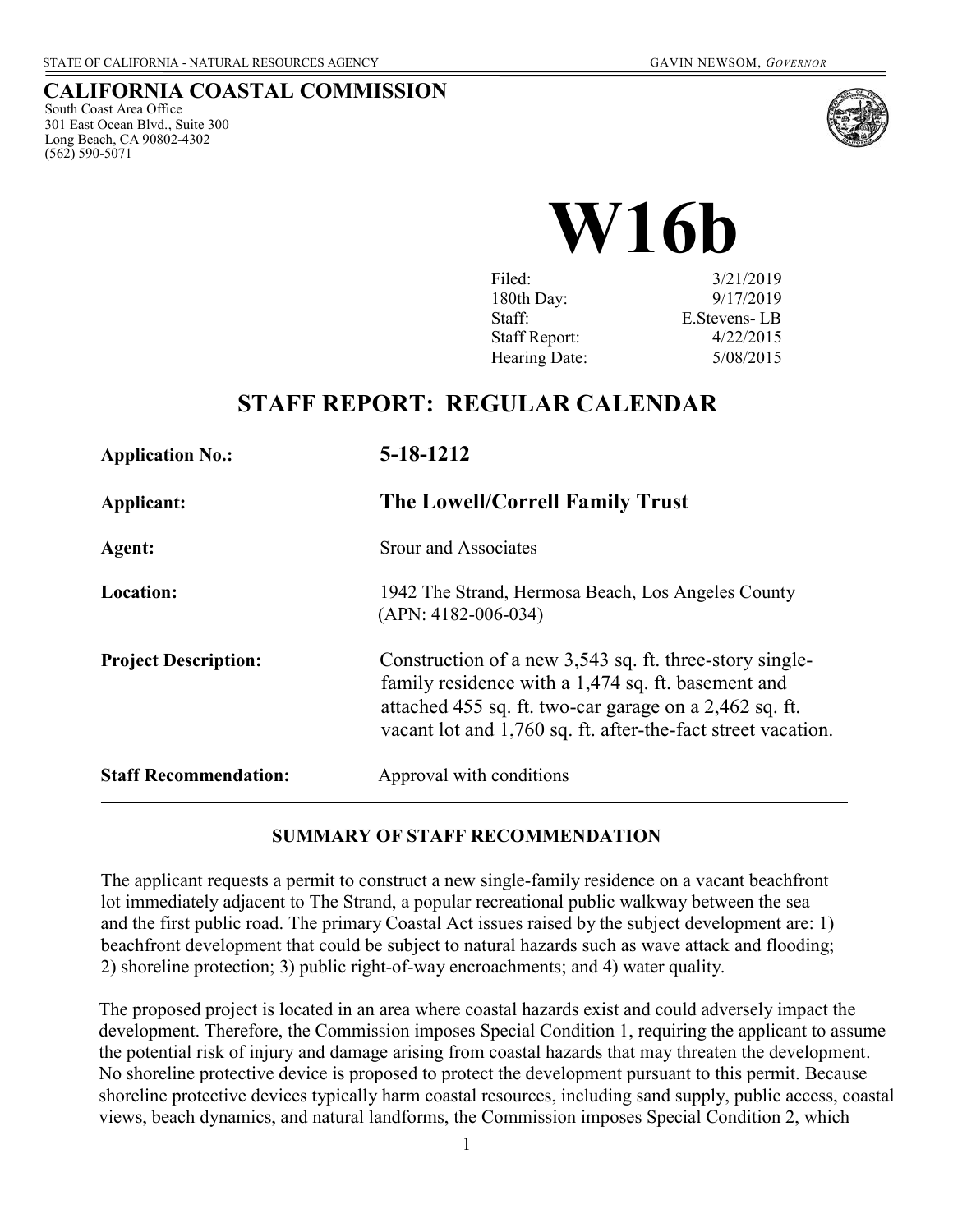STATE OF CALIFORNIA - NATURAL RESOURCES AGENCY GAVIN NEWSOM, *GOVERNOR*

# CALIFORNIA COASTAL COMMISSION

South Coast Area Office
301 East Ocean Blvd., Suite 300
Long Beach, CA 90802-4302
(562) 590-5071

# W16b

| | |
|---|---|
| Filed: | 3/21/2019 |
| 180th Day: | 9/17/2019 |
| Staff: | E.Stevens- LB |
| Staff Report: | 4/22/2015 |
| Hearing Date: | 5/08/2015 |

## STAFF REPORT: REGULAR CALENDAR

| | |
|---|---|
| **Application No.:** | **5-18-1212** |
| **Applicant:** | **The Lowell/Correll Family Trust** |
| **Agent:** | Srour and Associates |
| **Location:** | 1942 The Strand, Hermosa Beach, Los Angeles County (APN: 4182-006-034) |
| **Project Description:** | Construction of a new 3,543 sq. ft. three-story single-family residence with a 1,474 sq. ft. basement and attached 455 sq. ft. two-car garage on a 2,462 sq. ft. vacant lot and 1,760 sq. ft. after-the-fact street vacation. |
| **Staff Recommendation:** | Approval with conditions |

### SUMMARY OF STAFF RECOMMENDATION

The applicant requests a permit to construct a new single-family residence on a vacant beachfront lot immediately adjacent to The Strand, a popular recreational public walkway between the sea and the first public road. The primary Coastal Act issues raised by the subject development are: 1) beachfront development that could be subject to natural hazards such as wave attack and flooding; 2) shoreline protection; 3) public right-of-way encroachments; and 4) water quality.

The proposed project is located in an area where coastal hazards exist and could adversely impact the development. Therefore, the Commission imposes Special Condition 1, requiring the applicant to assume the potential risk of injury and damage arising from coastal hazards that may threaten the development. No shoreline protective device is proposed to protect the development pursuant to this permit. Because shoreline protective devices typically harm coastal resources, including sand supply, public access, coastal views, beach dynamics, and natural landforms, the Commission imposes Special Condition 2, which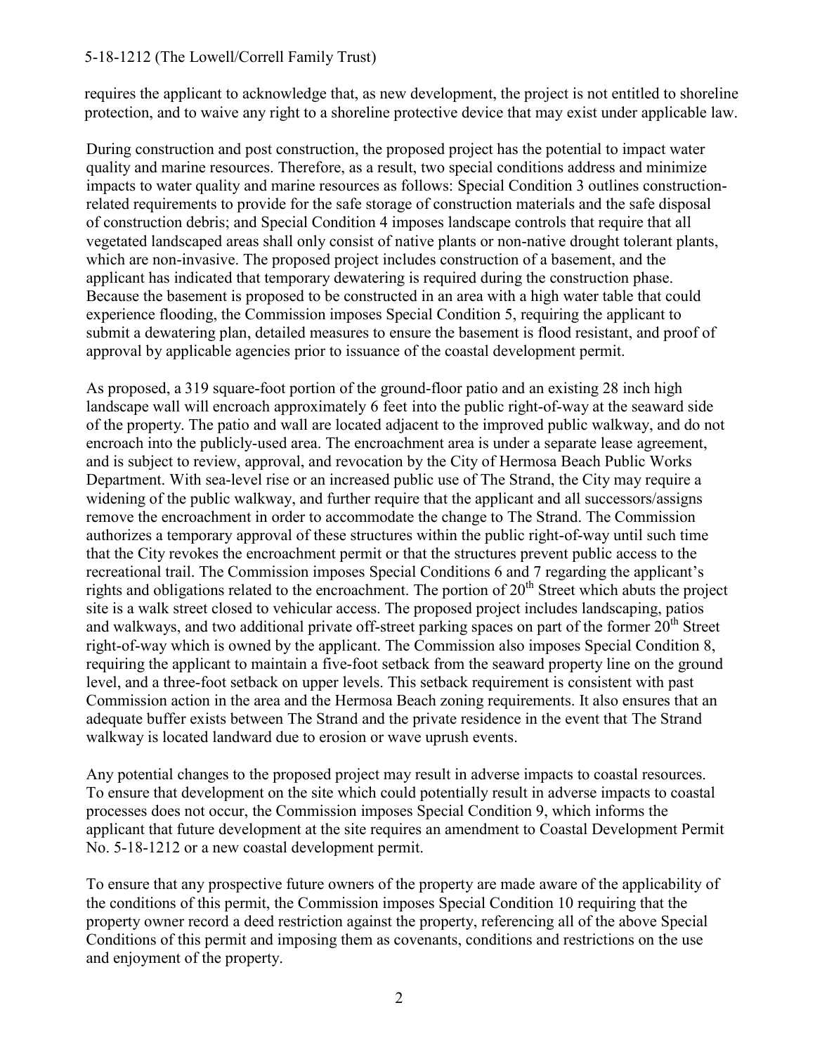requires the applicant to acknowledge that, as new development, the project is not entitled to shoreline protection, and to waive any right to a shoreline protective device that may exist under applicable law.

During construction and post construction, the proposed project has the potential to impact water quality and marine resources. Therefore, as a result, two special conditions address and minimize impacts to water quality and marine resources as follows: Special Condition 3 outlines construction-related requirements to provide for the safe storage of construction materials and the safe disposal of construction debris; and Special Condition 4 imposes landscape controls that require that all vegetated landscaped areas shall only consist of native plants or non-native drought tolerant plants, which are non-invasive. The proposed project includes construction of a basement, and the applicant has indicated that temporary dewatering is required during the construction phase. Because the basement is proposed to be constructed in an area with a high water table that could experience flooding, the Commission imposes Special Condition 5, requiring the applicant to submit a dewatering plan, detailed measures to ensure the basement is flood resistant, and proof of approval by applicable agencies prior to issuance of the coastal development permit.

As proposed, a 319 square-foot portion of the ground-floor patio and an existing 28 inch high landscape wall will encroach approximately 6 feet into the public right-of-way at the seaward side of the property. The patio and wall are located adjacent to the improved public walkway, and do not encroach into the publicly-used area. The encroachment area is under a separate lease agreement, and is subject to review, approval, and revocation by the City of Hermosa Beach Public Works Department. With sea-level rise or an increased public use of The Strand, the City may require a widening of the public walkway, and further require that the applicant and all successors/assigns remove the encroachment in order to accommodate the change to The Strand. The Commission authorizes a temporary approval of these structures within the public right-of-way until such time that the City revokes the encroachment permit or that the structures prevent public access to the recreational trail. The Commission imposes Special Conditions 6 and 7 regarding the applicant's rights and obligations related to the encroachment. The portion of 20th Street which abuts the project site is a walk street closed to vehicular access. The proposed project includes landscaping, patios and walkways, and two additional private off-street parking spaces on part of the former 20th Street right-of-way which is owned by the applicant. The Commission also imposes Special Condition 8, requiring the applicant to maintain a five-foot setback from the seaward property line on the ground level, and a three-foot setback on upper levels. This setback requirement is consistent with past Commission action in the area and the Hermosa Beach zoning requirements. It also ensures that an adequate buffer exists between The Strand and the private residence in the event that The Strand walkway is located landward due to erosion or wave uprush events.

Any potential changes to the proposed project may result in adverse impacts to coastal resources. To ensure that development on the site which could potentially result in adverse impacts to coastal processes does not occur, the Commission imposes Special Condition 9, which informs the applicant that future development at the site requires an amendment to Coastal Development Permit No. 5-18-1212 or a new coastal development permit.

To ensure that any prospective future owners of the property are made aware of the applicability of the conditions of this permit, the Commission imposes Special Condition 10 requiring that the property owner record a deed restriction against the property, referencing all of the above Special Conditions of this permit and imposing them as covenants, conditions and restrictions on the use and enjoyment of the property.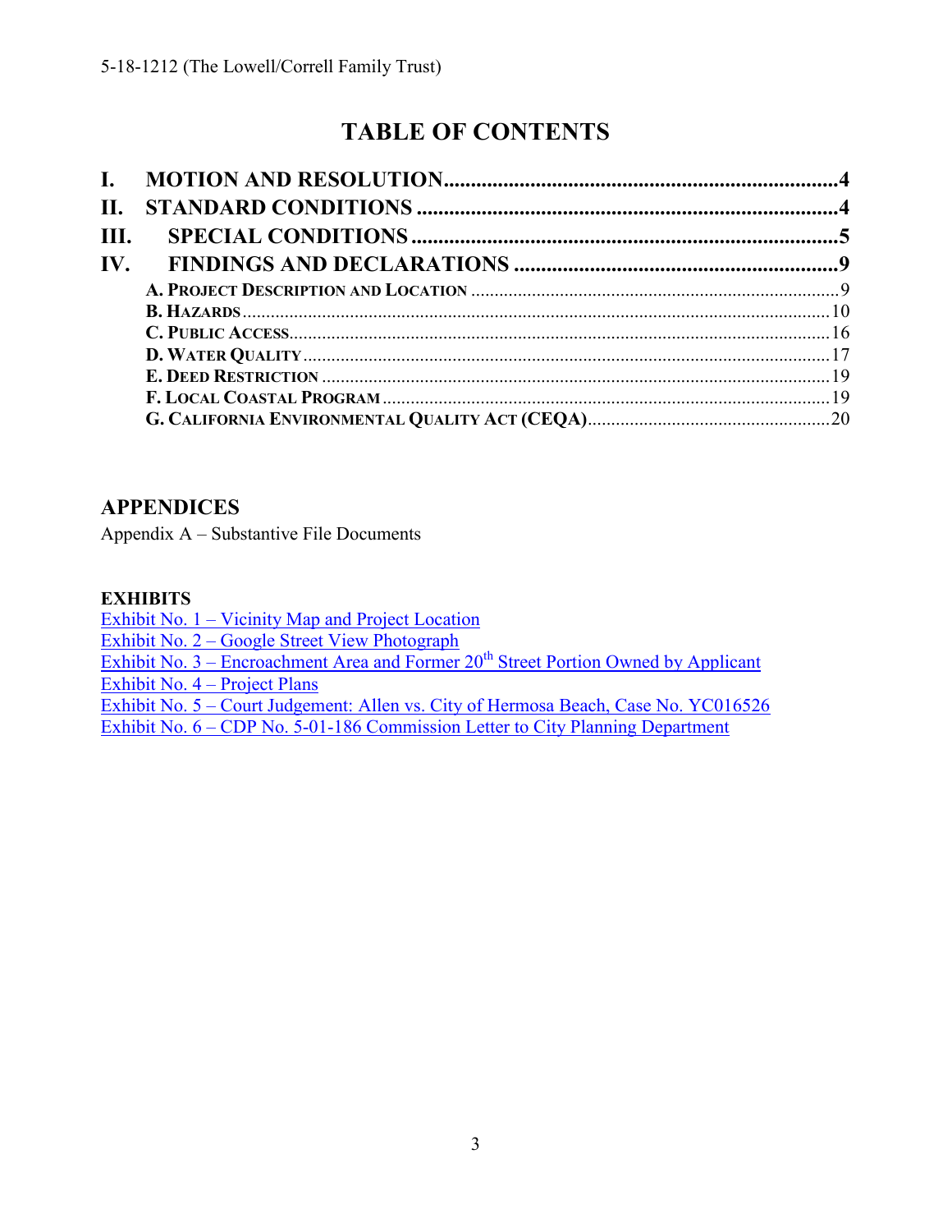# TABLE OF CONTENTS

**I. MOTION AND RESOLUTION** .....4

**II. STANDARD CONDITIONS** .....4

**III. SPECIAL CONDITIONS** .....5

**IV. FINDINGS AND DECLARATIONS** .....9

- **A. PROJECT DESCRIPTION AND LOCATION** .....9
- **B. HAZARDS** .....10
- **C. PUBLIC ACCESS** .....16
- **D. WATER QUALITY** .....17
- **E. DEED RESTRICTION** .....19
- **F. LOCAL COASTAL PROGRAM** .....19
- **G. CALIFORNIA ENVIRONMENTAL QUALITY ACT (CEQA)** .....20

## APPENDICES

Appendix A – Substantive File Documents

**EXHIBITS**

Exhibit No. 1 – Vicinity Map and Project Location
Exhibit No. 2 – Google Street View Photograph
Exhibit No. 3 – Encroachment Area and Former 20th Street Portion Owned by Applicant
Exhibit No. 4 – Project Plans
Exhibit No. 5 – Court Judgement: Allen vs. City of Hermosa Beach, Case No. YC016526
Exhibit No. 6 – CDP No. 5-01-186 Commission Letter to City Planning Department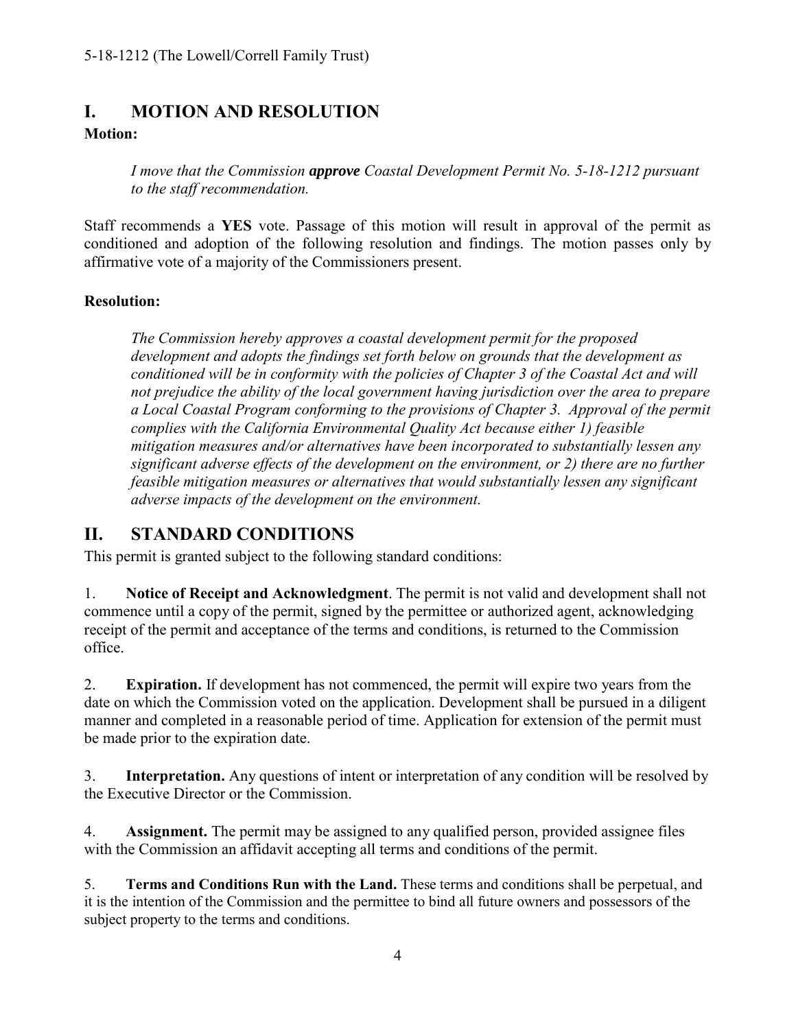## I. MOTION AND RESOLUTION

**Motion:**

> *I move that the Commission* ***approve*** *Coastal Development Permit No. 5-18-1212 pursuant to the staff recommendation.*

Staff recommends a **YES** vote. Passage of this motion will result in approval of the permit as conditioned and adoption of the following resolution and findings. The motion passes only by affirmative vote of a majority of the Commissioners present.

**Resolution:**

> *The Commission hereby approves a coastal development permit for the proposed development and adopts the findings set forth below on grounds that the development as conditioned will be in conformity with the policies of Chapter 3 of the Coastal Act and will not prejudice the ability of the local government having jurisdiction over the area to prepare a Local Coastal Program conforming to the provisions of Chapter 3. Approval of the permit complies with the California Environmental Quality Act because either 1) feasible mitigation measures and/or alternatives have been incorporated to substantially lessen any significant adverse effects of the development on the environment, or 2) there are no further feasible mitigation measures or alternatives that would substantially lessen any significant adverse impacts of the development on the environment.*

## II. STANDARD CONDITIONS

This permit is granted subject to the following standard conditions:

1. **Notice of Receipt and Acknowledgment**. The permit is not valid and development shall not commence until a copy of the permit, signed by the permittee or authorized agent, acknowledging receipt of the permit and acceptance of the terms and conditions, is returned to the Commission office.

2. **Expiration.** If development has not commenced, the permit will expire two years from the date on which the Commission voted on the application. Development shall be pursued in a diligent manner and completed in a reasonable period of time. Application for extension of the permit must be made prior to the expiration date.

3. **Interpretation.** Any questions of intent or interpretation of any condition will be resolved by the Executive Director or the Commission.

4. **Assignment.** The permit may be assigned to any qualified person, provided assignee files with the Commission an affidavit accepting all terms and conditions of the permit.

5. **Terms and Conditions Run with the Land.** These terms and conditions shall be perpetual, and it is the intention of the Commission and the permittee to bind all future owners and possessors of the subject property to the terms and conditions.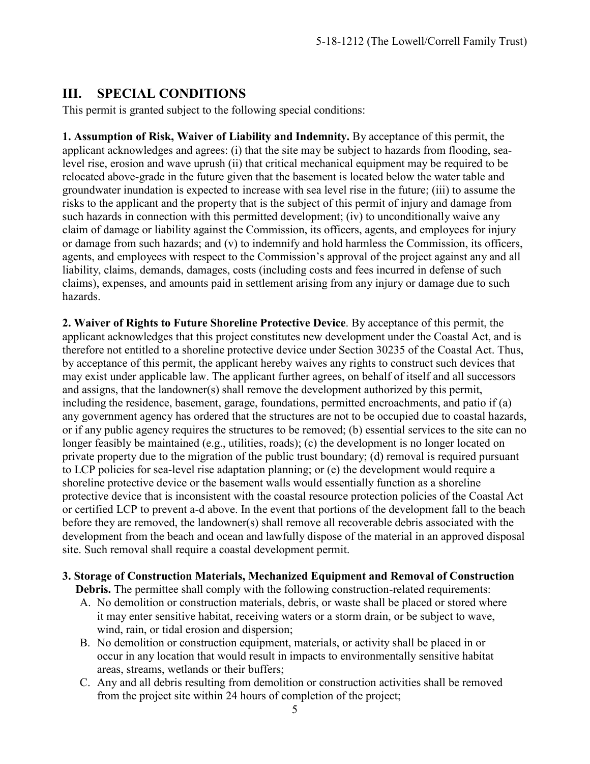## III. SPECIAL CONDITIONS

This permit is granted subject to the following special conditions:

**1. Assumption of Risk, Waiver of Liability and Indemnity.** By acceptance of this permit, the applicant acknowledges and agrees: (i) that the site may be subject to hazards from flooding, sea-level rise, erosion and wave uprush (ii) that critical mechanical equipment may be required to be relocated above-grade in the future given that the basement is located below the water table and groundwater inundation is expected to increase with sea level rise in the future; (iii) to assume the risks to the applicant and the property that is the subject of this permit of injury and damage from such hazards in connection with this permitted development; (iv) to unconditionally waive any claim of damage or liability against the Commission, its officers, agents, and employees for injury or damage from such hazards; and (v) to indemnify and hold harmless the Commission, its officers, agents, and employees with respect to the Commission's approval of the project against any and all liability, claims, demands, damages, costs (including costs and fees incurred in defense of such claims), expenses, and amounts paid in settlement arising from any injury or damage due to such hazards.

**2. Waiver of Rights to Future Shoreline Protective Device**. By acceptance of this permit, the applicant acknowledges that this project constitutes new development under the Coastal Act, and is therefore not entitled to a shoreline protective device under Section 30235 of the Coastal Act. Thus, by acceptance of this permit, the applicant hereby waives any rights to construct such devices that may exist under applicable law. The applicant further agrees, on behalf of itself and all successors and assigns, that the landowner(s) shall remove the development authorized by this permit, including the residence, basement, garage, foundations, permitted encroachments, and patio if (a) any government agency has ordered that the structures are not to be occupied due to coastal hazards, or if any public agency requires the structures to be removed; (b) essential services to the site can no longer feasibly be maintained (e.g., utilities, roads); (c) the development is no longer located on private property due to the migration of the public trust boundary; (d) removal is required pursuant to LCP policies for sea-level rise adaptation planning; or (e) the development would require a shoreline protective device or the basement walls would essentially function as a shoreline protective device that is inconsistent with the coastal resource protection policies of the Coastal Act or certified LCP to prevent a-d above. In the event that portions of the development fall to the beach before they are removed, the landowner(s) shall remove all recoverable debris associated with the development from the beach and ocean and lawfully dispose of the material in an approved disposal site. Such removal shall require a coastal development permit.

**3. Storage of Construction Materials, Mechanized Equipment and Removal of Construction Debris.** The permittee shall comply with the following construction-related requirements:

A. No demolition or construction materials, debris, or waste shall be placed or stored where it may enter sensitive habitat, receiving waters or a storm drain, or be subject to wave, wind, rain, or tidal erosion and dispersion;

B. No demolition or construction equipment, materials, or activity shall be placed in or occur in any location that would result in impacts to environmentally sensitive habitat areas, streams, wetlands or their buffers;

C. Any and all debris resulting from demolition or construction activities shall be removed from the project site within 24 hours of completion of the project;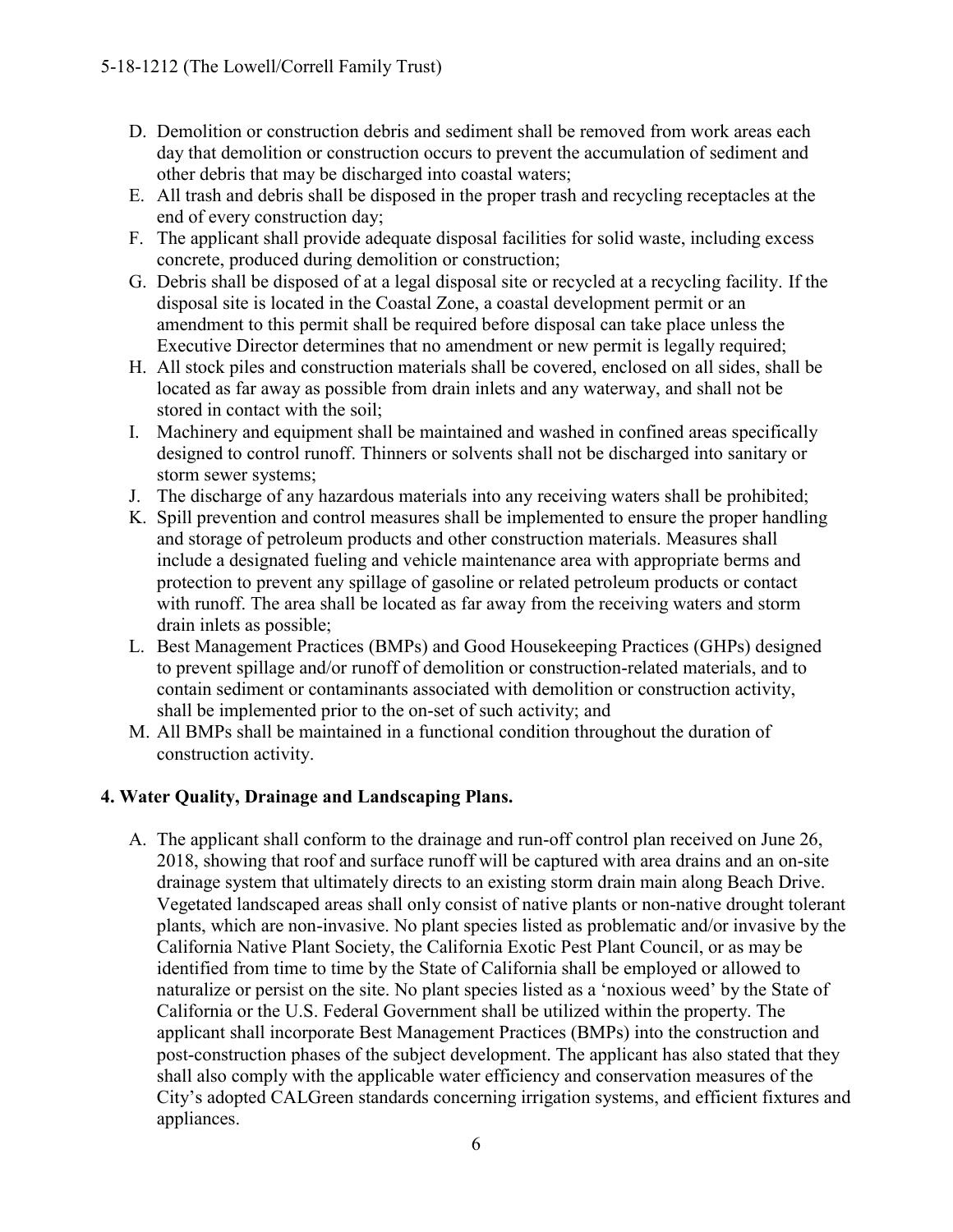D. Demolition or construction debris and sediment shall be removed from work areas each day that demolition or construction occurs to prevent the accumulation of sediment and other debris that may be discharged into coastal waters;
E. All trash and debris shall be disposed in the proper trash and recycling receptacles at the end of every construction day;
F. The applicant shall provide adequate disposal facilities for solid waste, including excess concrete, produced during demolition or construction;
G. Debris shall be disposed of at a legal disposal site or recycled at a recycling facility. If the disposal site is located in the Coastal Zone, a coastal development permit or an amendment to this permit shall be required before disposal can take place unless the Executive Director determines that no amendment or new permit is legally required;
H. All stock piles and construction materials shall be covered, enclosed on all sides, shall be located as far away as possible from drain inlets and any waterway, and shall not be stored in contact with the soil;
I. Machinery and equipment shall be maintained and washed in confined areas specifically designed to control runoff. Thinners or solvents shall not be discharged into sanitary or storm sewer systems;
J. The discharge of any hazardous materials into any receiving waters shall be prohibited;
K. Spill prevention and control measures shall be implemented to ensure the proper handling and storage of petroleum products and other construction materials. Measures shall include a designated fueling and vehicle maintenance area with appropriate berms and protection to prevent any spillage of gasoline or related petroleum products or contact with runoff. The area shall be located as far away from the receiving waters and storm drain inlets as possible;
L. Best Management Practices (BMPs) and Good Housekeeping Practices (GHPs) designed to prevent spillage and/or runoff of demolition or construction-related materials, and to contain sediment or contaminants associated with demolition or construction activity, shall be implemented prior to the on-set of such activity; and
M. All BMPs shall be maintained in a functional condition throughout the duration of construction activity.

**4. Water Quality, Drainage and Landscaping Plans.**

A. The applicant shall conform to the drainage and run-off control plan received on June 26, 2018, showing that roof and surface runoff will be captured with area drains and an on-site drainage system that ultimately directs to an existing storm drain main along Beach Drive. Vegetated landscaped areas shall only consist of native plants or non-native drought tolerant plants, which are non-invasive. No plant species listed as problematic and/or invasive by the California Native Plant Society, the California Exotic Pest Plant Council, or as may be identified from time to time by the State of California shall be employed or allowed to naturalize or persist on the site. No plant species listed as a 'noxious weed' by the State of California or the U.S. Federal Government shall be utilized within the property. The applicant shall incorporate Best Management Practices (BMPs) into the construction and post-construction phases of the subject development. The applicant has also stated that they shall also comply with the applicable water efficiency and conservation measures of the City's adopted CALGreen standards concerning irrigation systems, and efficient fixtures and appliances.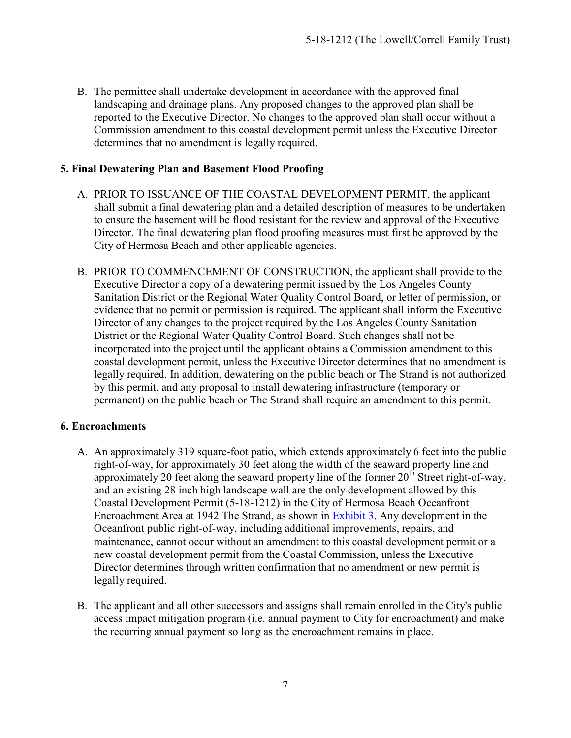B. The permittee shall undertake development in accordance with the approved final landscaping and drainage plans. Any proposed changes to the approved plan shall be reported to the Executive Director. No changes to the approved plan shall occur without a Commission amendment to this coastal development permit unless the Executive Director determines that no amendment is legally required.

**5. Final Dewatering Plan and Basement Flood Proofing**

A. PRIOR TO ISSUANCE OF THE COASTAL DEVELOPMENT PERMIT, the applicant shall submit a final dewatering plan and a detailed description of measures to be undertaken to ensure the basement will be flood resistant for the review and approval of the Executive Director. The final dewatering plan flood proofing measures must first be approved by the City of Hermosa Beach and other applicable agencies.

B. PRIOR TO COMMENCEMENT OF CONSTRUCTION, the applicant shall provide to the Executive Director a copy of a dewatering permit issued by the Los Angeles County Sanitation District or the Regional Water Quality Control Board, or letter of permission, or evidence that no permit or permission is required. The applicant shall inform the Executive Director of any changes to the project required by the Los Angeles County Sanitation District or the Regional Water Quality Control Board. Such changes shall not be incorporated into the project until the applicant obtains a Commission amendment to this coastal development permit, unless the Executive Director determines that no amendment is legally required. In addition, dewatering on the public beach or The Strand is not authorized by this permit, and any proposal to install dewatering infrastructure (temporary or permanent) on the public beach or The Strand shall require an amendment to this permit.

**6. Encroachments**

A. An approximately 319 square-foot patio, which extends approximately 6 feet into the public right-of-way, for approximately 30 feet along the width of the seaward property line and approximately 20 feet along the seaward property line of the former 20th Street right-of-way, and an existing 28 inch high landscape wall are the only development allowed by this Coastal Development Permit (5-18-1212) in the City of Hermosa Beach Oceanfront Encroachment Area at 1942 The Strand, as shown in Exhibit 3. Any development in the Oceanfront public right-of-way, including additional improvements, repairs, and maintenance, cannot occur without an amendment to this coastal development permit or a new coastal development permit from the Coastal Commission, unless the Executive Director determines through written confirmation that no amendment or new permit is legally required.

B. The applicant and all other successors and assigns shall remain enrolled in the City's public access impact mitigation program (i.e. annual payment to City for encroachment) and make the recurring annual payment so long as the encroachment remains in place.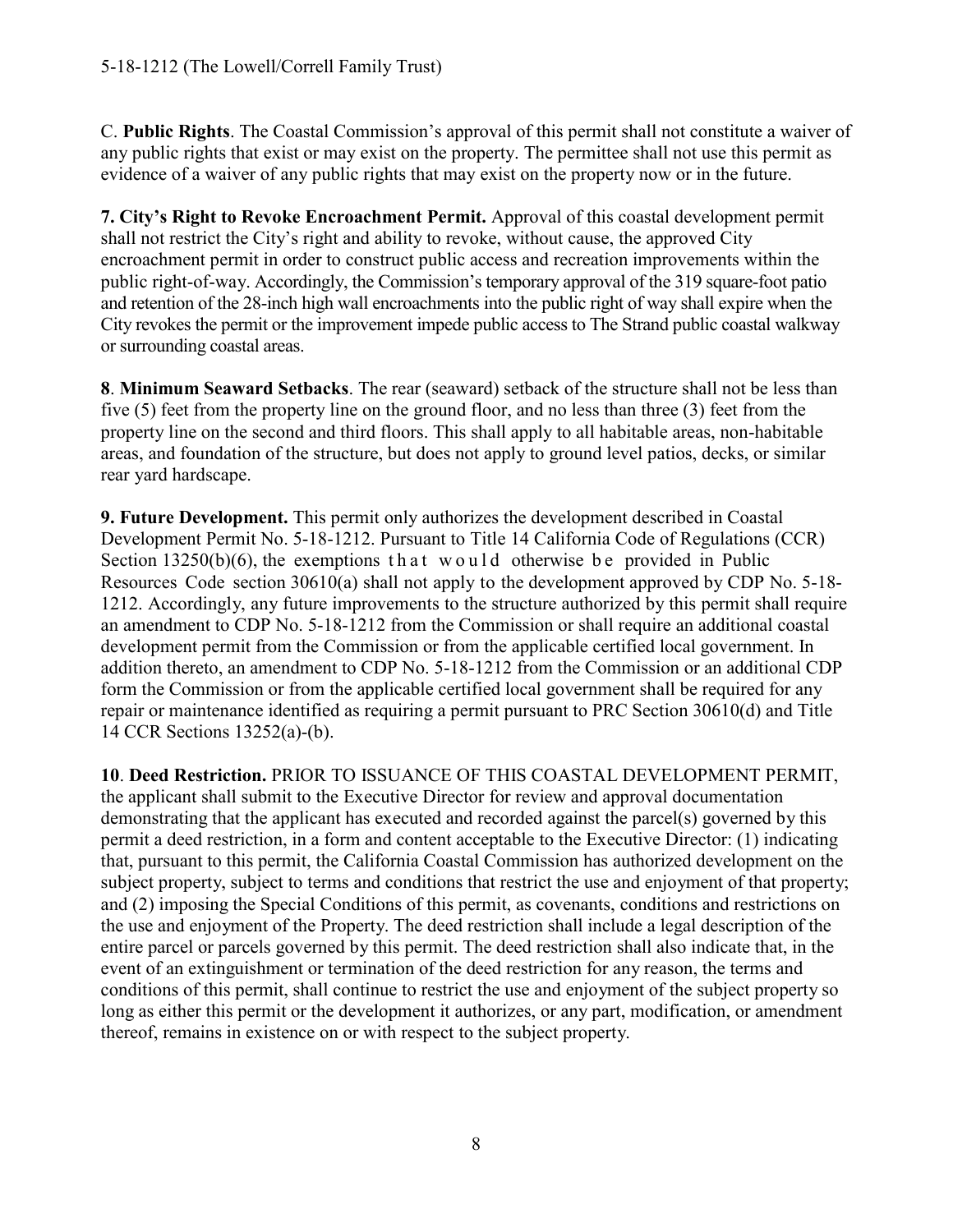C. **Public Rights**. The Coastal Commission's approval of this permit shall not constitute a waiver of any public rights that exist or may exist on the property. The permittee shall not use this permit as evidence of a waiver of any public rights that may exist on the property now or in the future.

**7. City's Right to Revoke Encroachment Permit.** Approval of this coastal development permit shall not restrict the City's right and ability to revoke, without cause, the approved City encroachment permit in order to construct public access and recreation improvements within the public right-of-way. Accordingly, the Commission's temporary approval of the 319 square-foot patio and retention of the 28-inch high wall encroachments into the public right of way shall expire when the City revokes the permit or the improvement impede public access to The Strand public coastal walkway or surrounding coastal areas.

**8**. **Minimum Seaward Setbacks**. The rear (seaward) setback of the structure shall not be less than five (5) feet from the property line on the ground floor, and no less than three (3) feet from the property line on the second and third floors. This shall apply to all habitable areas, non-habitable areas, and foundation of the structure, but does not apply to ground level patios, decks, or similar rear yard hardscape.

**9. Future Development.** This permit only authorizes the development described in Coastal Development Permit No. 5-18-1212. Pursuant to Title 14 California Code of Regulations (CCR) Section 13250(b)(6), the exemptions that would otherwise be provided in Public Resources Code section 30610(a) shall not apply to the development approved by CDP No. 5-18-1212. Accordingly, any future improvements to the structure authorized by this permit shall require an amendment to CDP No. 5-18-1212 from the Commission or shall require an additional coastal development permit from the Commission or from the applicable certified local government. In addition thereto, an amendment to CDP No. 5-18-1212 from the Commission or an additional CDP form the Commission or from the applicable certified local government shall be required for any repair or maintenance identified as requiring a permit pursuant to PRC Section 30610(d) and Title 14 CCR Sections 13252(a)-(b).

**10**. **Deed Restriction.** PRIOR TO ISSUANCE OF THIS COASTAL DEVELOPMENT PERMIT, the applicant shall submit to the Executive Director for review and approval documentation demonstrating that the applicant has executed and recorded against the parcel(s) governed by this permit a deed restriction, in a form and content acceptable to the Executive Director: (1) indicating that, pursuant to this permit, the California Coastal Commission has authorized development on the subject property, subject to terms and conditions that restrict the use and enjoyment of that property; and (2) imposing the Special Conditions of this permit, as covenants, conditions and restrictions on the use and enjoyment of the Property. The deed restriction shall include a legal description of the entire parcel or parcels governed by this permit. The deed restriction shall also indicate that, in the event of an extinguishment or termination of the deed restriction for any reason, the terms and conditions of this permit, shall continue to restrict the use and enjoyment of the subject property so long as either this permit or the development it authorizes, or any part, modification, or amendment thereof, remains in existence on or with respect to the subject property.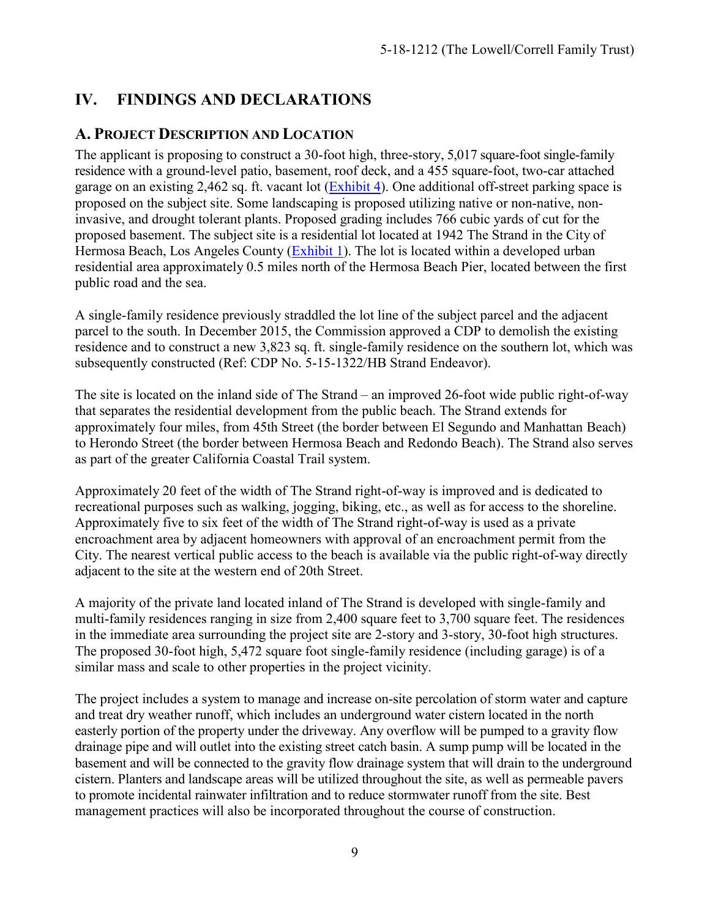# IV. FINDINGS AND DECLARATIONS

## A. PROJECT DESCRIPTION AND LOCATION

The applicant is proposing to construct a 30-foot high, three-story, 5,017 square-foot single-family residence with a ground-level patio, basement, roof deck, and a 455 square-foot, two-car attached garage on an existing 2,462 sq. ft. vacant lot (Exhibit 4). One additional off-street parking space is proposed on the subject site. Some landscaping is proposed utilizing native or non-native, non-invasive, and drought tolerant plants. Proposed grading includes 766 cubic yards of cut for the proposed basement. The subject site is a residential lot located at 1942 The Strand in the City of Hermosa Beach, Los Angeles County (Exhibit 1). The lot is located within a developed urban residential area approximately 0.5 miles north of the Hermosa Beach Pier, located between the first public road and the sea.

A single-family residence previously straddled the lot line of the subject parcel and the adjacent parcel to the south. In December 2015, the Commission approved a CDP to demolish the existing residence and to construct a new 3,823 sq. ft. single-family residence on the southern lot, which was subsequently constructed (Ref: CDP No. 5-15-1322/HB Strand Endeavor).

The site is located on the inland side of The Strand – an improved 26-foot wide public right-of-way that separates the residential development from the public beach. The Strand extends for approximately four miles, from 45th Street (the border between El Segundo and Manhattan Beach) to Herondo Street (the border between Hermosa Beach and Redondo Beach). The Strand also serves as part of the greater California Coastal Trail system.

Approximately 20 feet of the width of The Strand right-of-way is improved and is dedicated to recreational purposes such as walking, jogging, biking, etc., as well as for access to the shoreline. Approximately five to six feet of the width of The Strand right-of-way is used as a private encroachment area by adjacent homeowners with approval of an encroachment permit from the City. The nearest vertical public access to the beach is available via the public right-of-way directly adjacent to the site at the western end of 20th Street.

A majority of the private land located inland of The Strand is developed with single-family and multi-family residences ranging in size from 2,400 square feet to 3,700 square feet. The residences in the immediate area surrounding the project site are 2-story and 3-story, 30-foot high structures. The proposed 30-foot high, 5,472 square foot single-family residence (including garage) is of a similar mass and scale to other properties in the project vicinity.

The project includes a system to manage and increase on-site percolation of storm water and capture and treat dry weather runoff, which includes an underground water cistern located in the north easterly portion of the property under the driveway. Any overflow will be pumped to a gravity flow drainage pipe and will outlet into the existing street catch basin. A sump pump will be located in the basement and will be connected to the gravity flow drainage system that will drain to the underground cistern. Planters and landscape areas will be utilized throughout the site, as well as permeable pavers to promote incidental rainwater infiltration and to reduce stormwater runoff from the site. Best management practices will also be incorporated throughout the course of construction.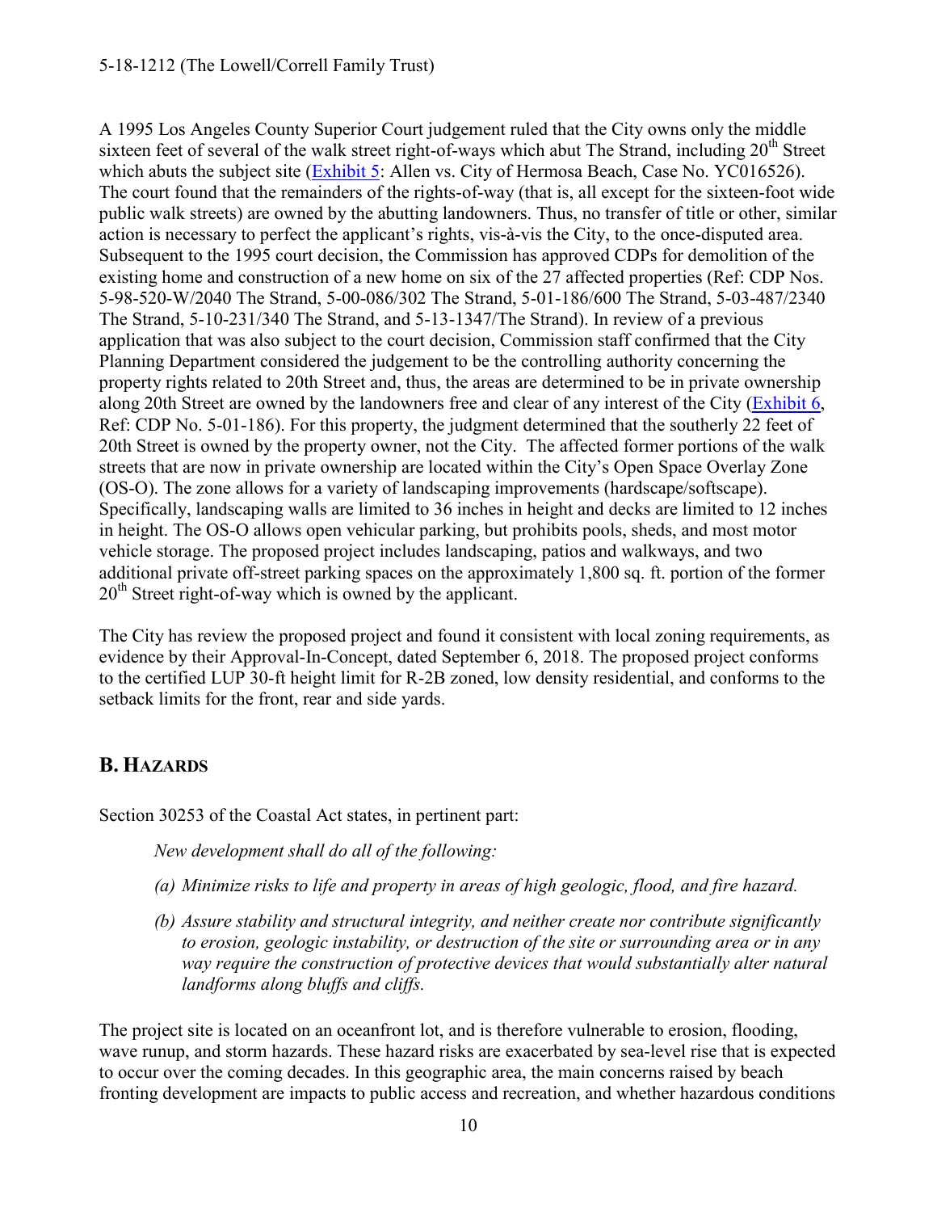A 1995 Los Angeles County Superior Court judgement ruled that the City owns only the middle sixteen feet of several of the walk street right-of-ways which abut The Strand, including 20th Street which abuts the subject site (Exhibit 5: Allen vs. City of Hermosa Beach, Case No. YC016526). The court found that the remainders of the rights-of-way (that is, all except for the sixteen-foot wide public walk streets) are owned by the abutting landowners. Thus, no transfer of title or other, similar action is necessary to perfect the applicant's rights, vis-à-vis the City, to the once-disputed area. Subsequent to the 1995 court decision, the Commission has approved CDPs for demolition of the existing home and construction of a new home on six of the 27 affected properties (Ref: CDP Nos. 5-98-520-W/2040 The Strand, 5-00-086/302 The Strand, 5-01-186/600 The Strand, 5-03-487/2340 The Strand, 5-10-231/340 The Strand, and 5-13-1347/The Strand). In review of a previous application that was also subject to the court decision, Commission staff confirmed that the City Planning Department considered the judgement to be the controlling authority concerning the property rights related to 20th Street and, thus, the areas are determined to be in private ownership along 20th Street are owned by the landowners free and clear of any interest of the City (Exhibit 6, Ref: CDP No. 5-01-186). For this property, the judgment determined that the southerly 22 feet of 20th Street is owned by the property owner, not the City. The affected former portions of the walk streets that are now in private ownership are located within the City's Open Space Overlay Zone (OS-O). The zone allows for a variety of landscaping improvements (hardscape/softscape). Specifically, landscaping walls are limited to 36 inches in height and decks are limited to 12 inches in height. The OS-O allows open vehicular parking, but prohibits pools, sheds, and most motor vehicle storage. The proposed project includes landscaping, patios and walkways, and two additional private off-street parking spaces on the approximately 1,800 sq. ft. portion of the former 20th Street right-of-way which is owned by the applicant.

The City has review the proposed project and found it consistent with local zoning requirements, as evidence by their Approval-In-Concept, dated September 6, 2018. The proposed project conforms to the certified LUP 30-ft height limit for R-2B zoned, low density residential, and conforms to the setback limits for the front, rear and side yards.

## B. Hazards

Section 30253 of the Coastal Act states, in pertinent part:

> *New development shall do all of the following:*
>
> *(a) Minimize risks to life and property in areas of high geologic, flood, and fire hazard.*
>
> *(b) Assure stability and structural integrity, and neither create nor contribute significantly to erosion, geologic instability, or destruction of the site or surrounding area or in any way require the construction of protective devices that would substantially alter natural landforms along bluffs and cliffs.*

The project site is located on an oceanfront lot, and is therefore vulnerable to erosion, flooding, wave runup, and storm hazards. These hazard risks are exacerbated by sea-level rise that is expected to occur over the coming decades. In this geographic area, the main concerns raised by beach fronting development are impacts to public access and recreation, and whether hazardous conditions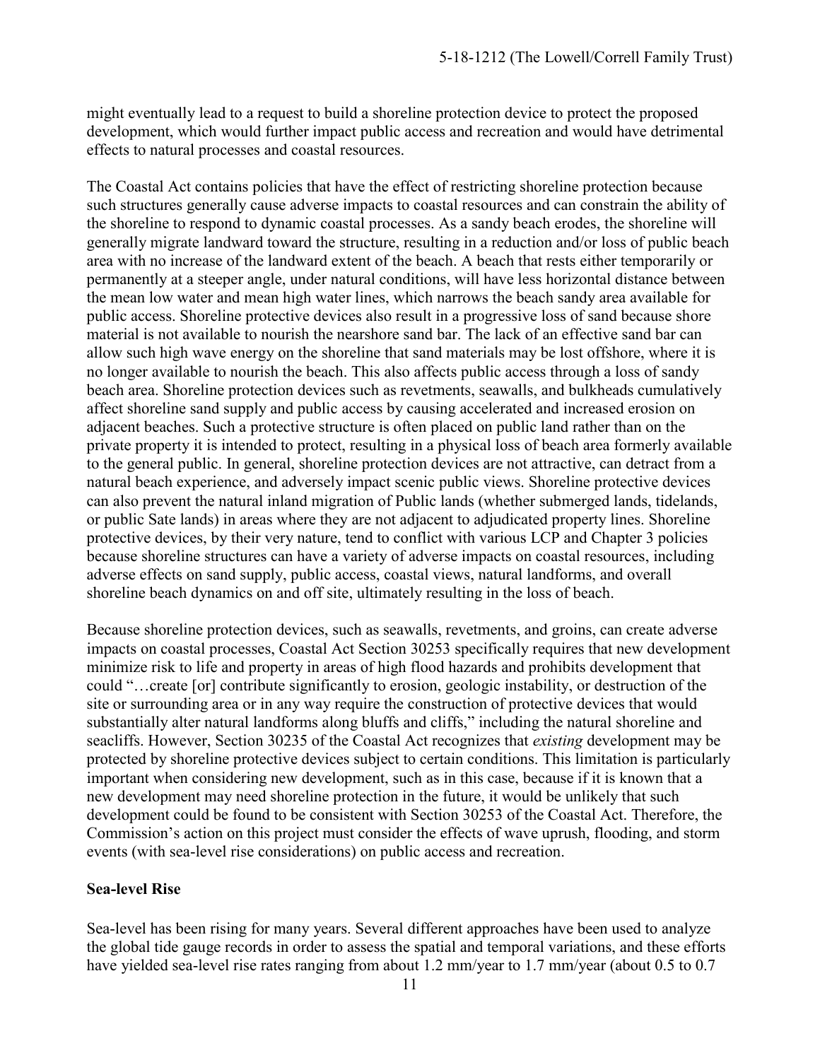might eventually lead to a request to build a shoreline protection device to protect the proposed development, which would further impact public access and recreation and would have detrimental effects to natural processes and coastal resources.

The Coastal Act contains policies that have the effect of restricting shoreline protection because such structures generally cause adverse impacts to coastal resources and can constrain the ability of the shoreline to respond to dynamic coastal processes. As a sandy beach erodes, the shoreline will generally migrate landward toward the structure, resulting in a reduction and/or loss of public beach area with no increase of the landward extent of the beach. A beach that rests either temporarily or permanently at a steeper angle, under natural conditions, will have less horizontal distance between the mean low water and mean high water lines, which narrows the beach sandy area available for public access. Shoreline protective devices also result in a progressive loss of sand because shore material is not available to nourish the nearshore sand bar. The lack of an effective sand bar can allow such high wave energy on the shoreline that sand materials may be lost offshore, where it is no longer available to nourish the beach. This also affects public access through a loss of sandy beach area. Shoreline protection devices such as revetments, seawalls, and bulkheads cumulatively affect shoreline sand supply and public access by causing accelerated and increased erosion on adjacent beaches. Such a protective structure is often placed on public land rather than on the private property it is intended to protect, resulting in a physical loss of beach area formerly available to the general public. In general, shoreline protection devices are not attractive, can detract from a natural beach experience, and adversely impact scenic public views. Shoreline protective devices can also prevent the natural inland migration of Public lands (whether submerged lands, tidelands, or public Sate lands) in areas where they are not adjacent to adjudicated property lines. Shoreline protective devices, by their very nature, tend to conflict with various LCP and Chapter 3 policies because shoreline structures can have a variety of adverse impacts on coastal resources, including adverse effects on sand supply, public access, coastal views, natural landforms, and overall shoreline beach dynamics on and off site, ultimately resulting in the loss of beach.

Because shoreline protection devices, such as seawalls, revetments, and groins, can create adverse impacts on coastal processes, Coastal Act Section 30253 specifically requires that new development minimize risk to life and property in areas of high flood hazards and prohibits development that could "…create [or] contribute significantly to erosion, geologic instability, or destruction of the site or surrounding area or in any way require the construction of protective devices that would substantially alter natural landforms along bluffs and cliffs," including the natural shoreline and seacliffs. However, Section 30235 of the Coastal Act recognizes that *existing* development may be protected by shoreline protective devices subject to certain conditions. This limitation is particularly important when considering new development, such as in this case, because if it is known that a new development may need shoreline protection in the future, it would be unlikely that such development could be found to be consistent with Section 30253 of the Coastal Act. Therefore, the Commission's action on this project must consider the effects of wave uprush, flooding, and storm events (with sea-level rise considerations) on public access and recreation.

**Sea-level Rise**

Sea-level has been rising for many years. Several different approaches have been used to analyze the global tide gauge records in order to assess the spatial and temporal variations, and these efforts have yielded sea-level rise rates ranging from about 1.2 mm/year to 1.7 mm/year (about 0.5 to 0.7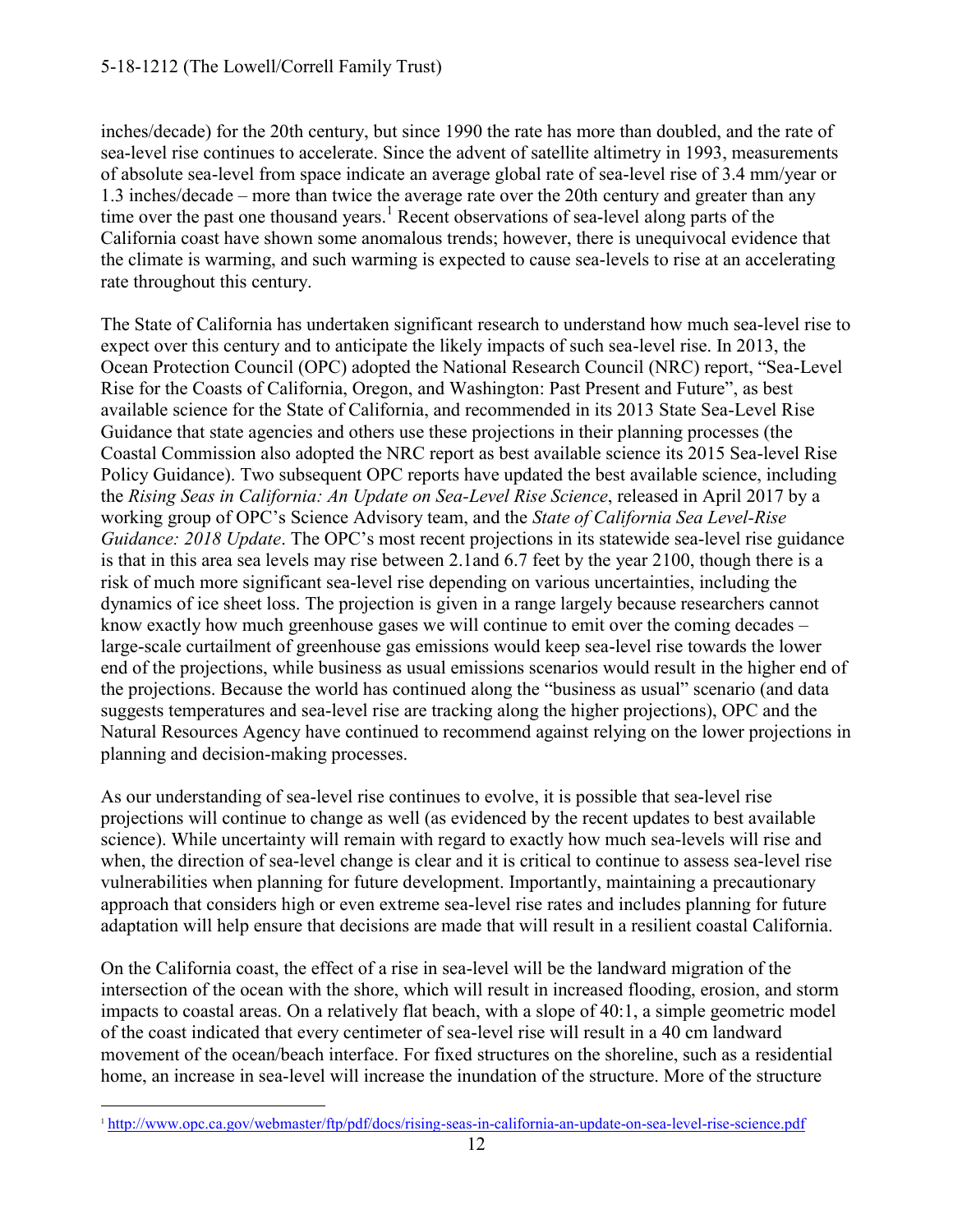inches/decade) for the 20th century, but since 1990 the rate has more than doubled, and the rate of sea-level rise continues to accelerate. Since the advent of satellite altimetry in 1993, measurements of absolute sea-level from space indicate an average global rate of sea-level rise of 3.4 mm/year or 1.3 inches/decade – more than twice the average rate over the 20th century and greater than any time over the past one thousand years.[1] Recent observations of sea-level along parts of the California coast have shown some anomalous trends; however, there is unequivocal evidence that the climate is warming, and such warming is expected to cause sea-levels to rise at an accelerating rate throughout this century.

The State of California has undertaken significant research to understand how much sea-level rise to expect over this century and to anticipate the likely impacts of such sea-level rise. In 2013, the Ocean Protection Council (OPC) adopted the National Research Council (NRC) report, "Sea-Level Rise for the Coasts of California, Oregon, and Washington: Past Present and Future", as best available science for the State of California, and recommended in its 2013 State Sea-Level Rise Guidance that state agencies and others use these projections in their planning processes (the Coastal Commission also adopted the NRC report as best available science its 2015 Sea-level Rise Policy Guidance). Two subsequent OPC reports have updated the best available science, including the *Rising Seas in California: An Update on Sea-Level Rise Science*, released in April 2017 by a working group of OPC's Science Advisory team, and the *State of California Sea Level-Rise Guidance: 2018 Update*. The OPC's most recent projections in its statewide sea-level rise guidance is that in this area sea levels may rise between 2.1and 6.7 feet by the year 2100, though there is a risk of much more significant sea-level rise depending on various uncertainties, including the dynamics of ice sheet loss. The projection is given in a range largely because researchers cannot know exactly how much greenhouse gases we will continue to emit over the coming decades – large-scale curtailment of greenhouse gas emissions would keep sea-level rise towards the lower end of the projections, while business as usual emissions scenarios would result in the higher end of the projections. Because the world has continued along the "business as usual" scenario (and data suggests temperatures and sea-level rise are tracking along the higher projections), OPC and the Natural Resources Agency have continued to recommend against relying on the lower projections in planning and decision-making processes.

As our understanding of sea-level rise continues to evolve, it is possible that sea-level rise projections will continue to change as well (as evidenced by the recent updates to best available science). While uncertainty will remain with regard to exactly how much sea-levels will rise and when, the direction of sea-level change is clear and it is critical to continue to assess sea-level rise vulnerabilities when planning for future development. Importantly, maintaining a precautionary approach that considers high or even extreme sea-level rise rates and includes planning for future adaptation will help ensure that decisions are made that will result in a resilient coastal California.

On the California coast, the effect of a rise in sea-level will be the landward migration of the intersection of the ocean with the shore, which will result in increased flooding, erosion, and storm impacts to coastal areas. On a relatively flat beach, with a slope of 40:1, a simple geometric model of the coast indicated that every centimeter of sea-level rise will result in a 40 cm landward movement of the ocean/beach interface. For fixed structures on the shoreline, such as a residential home, an increase in sea-level will increase the inundation of the structure. More of the structure

---

[1] http://www.opc.ca.gov/webmaster/ftp/pdf/docs/rising-seas-in-california-an-update-on-sea-level-rise-science.pdf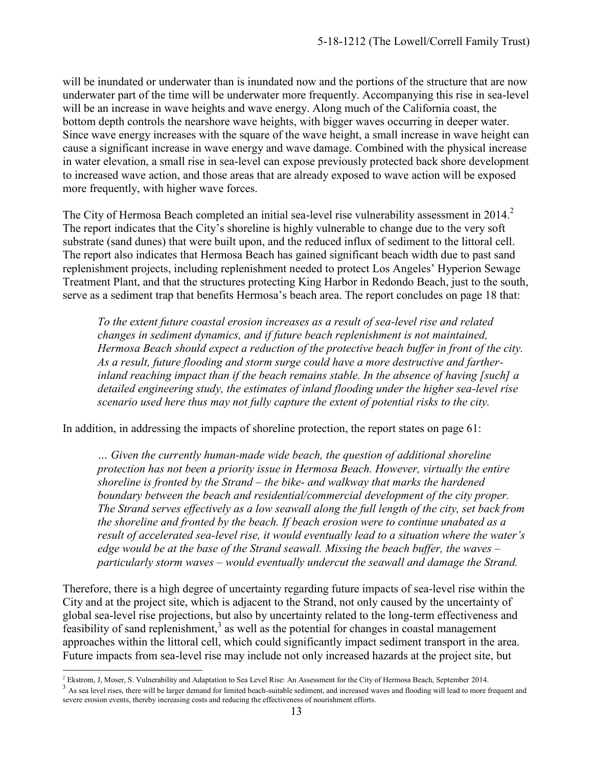will be inundated or underwater than is inundated now and the portions of the structure that are now underwater part of the time will be underwater more frequently. Accompanying this rise in sea-level will be an increase in wave heights and wave energy. Along much of the California coast, the bottom depth controls the nearshore wave heights, with bigger waves occurring in deeper water. Since wave energy increases with the square of the wave height, a small increase in wave height can cause a significant increase in wave energy and wave damage. Combined with the physical increase in water elevation, a small rise in sea-level can expose previously protected back shore development to increased wave action, and those areas that are already exposed to wave action will be exposed more frequently, with higher wave forces.

The City of Hermosa Beach completed an initial sea-level rise vulnerability assessment in 2014.[2] The report indicates that the City's shoreline is highly vulnerable to change due to the very soft substrate (sand dunes) that were built upon, and the reduced influx of sediment to the littoral cell. The report also indicates that Hermosa Beach has gained significant beach width due to past sand replenishment projects, including replenishment needed to protect Los Angeles' Hyperion Sewage Treatment Plant, and that the structures protecting King Harbor in Redondo Beach, just to the south, serve as a sediment trap that benefits Hermosa's beach area. The report concludes on page 18 that:

> *To the extent future coastal erosion increases as a result of sea-level rise and related changes in sediment dynamics, and if future beach replenishment is not maintained, Hermosa Beach should expect a reduction of the protective beach buffer in front of the city. As a result, future flooding and storm surge could have a more destructive and farther-inland reaching impact than if the beach remains stable. In the absence of having [such] a detailed engineering study, the estimates of inland flooding under the higher sea-level rise scenario used here thus may not fully capture the extent of potential risks to the city.*

In addition, in addressing the impacts of shoreline protection, the report states on page 61:

> *… Given the currently human-made wide beach, the question of additional shoreline protection has not been a priority issue in Hermosa Beach. However, virtually the entire shoreline is fronted by the Strand – the bike- and walkway that marks the hardened boundary between the beach and residential/commercial development of the city proper. The Strand serves effectively as a low seawall along the full length of the city, set back from the shoreline and fronted by the beach. If beach erosion were to continue unabated as a result of accelerated sea-level rise, it would eventually lead to a situation where the water's edge would be at the base of the Strand seawall. Missing the beach buffer, the waves – particularly storm waves – would eventually undercut the seawall and damage the Strand.*

Therefore, there is a high degree of uncertainty regarding future impacts of sea-level rise within the City and at the project site, which is adjacent to the Strand, not only caused by the uncertainty of global sea-level rise projections, but also by uncertainty related to the long-term effectiveness and feasibility of sand replenishment,[3] as well as the potential for changes in coastal management approaches within the littoral cell, which could significantly impact sediment transport in the area. Future impacts from sea-level rise may include not only increased hazards at the project site, but

---

[2] Ekstrom, J, Moser, S. Vulnerability and Adaptation to Sea Level Rise: An Assessment for the City of Hermosa Beach, September 2014.

[3] As sea level rises, there will be larger demand for limited beach-suitable sediment, and increased waves and flooding will lead to more frequent and severe erosion events, thereby increasing costs and reducing the effectiveness of nourishment efforts.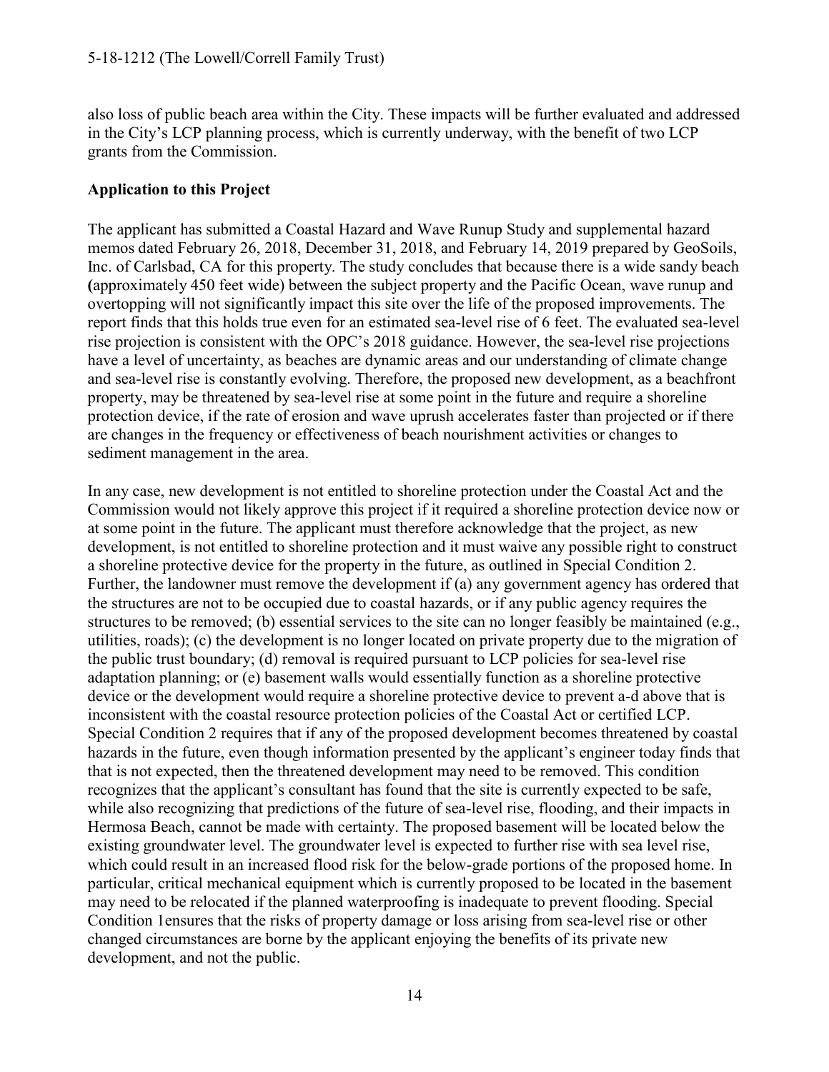also loss of public beach area within the City. These impacts will be further evaluated and addressed in the City's LCP planning process, which is currently underway, with the benefit of two LCP grants from the Commission.

**Application to this Project**

The applicant has submitted a Coastal Hazard and Wave Runup Study and supplemental hazard memos dated February 26, 2018, December 31, 2018, and February 14, 2019 prepared by GeoSoils, Inc. of Carlsbad, CA for this property. The study concludes that because there is a wide sandy beach (approximately 450 feet wide) between the subject property and the Pacific Ocean, wave runup and overtopping will not significantly impact this site over the life of the proposed improvements. The report finds that this holds true even for an estimated sea-level rise of 6 feet. The evaluated sea-level rise projection is consistent with the OPC's 2018 guidance. However, the sea-level rise projections have a level of uncertainty, as beaches are dynamic areas and our understanding of climate change and sea-level rise is constantly evolving. Therefore, the proposed new development, as a beachfront property, may be threatened by sea-level rise at some point in the future and require a shoreline protection device, if the rate of erosion and wave uprush accelerates faster than projected or if there are changes in the frequency or effectiveness of beach nourishment activities or changes to sediment management in the area.

In any case, new development is not entitled to shoreline protection under the Coastal Act and the Commission would not likely approve this project if it required a shoreline protection device now or at some point in the future. The applicant must therefore acknowledge that the project, as new development, is not entitled to shoreline protection and it must waive any possible right to construct a shoreline protective device for the property in the future, as outlined in Special Condition 2. Further, the landowner must remove the development if (a) any government agency has ordered that the structures are not to be occupied due to coastal hazards, or if any public agency requires the structures to be removed; (b) essential services to the site can no longer feasibly be maintained (e.g., utilities, roads); (c) the development is no longer located on private property due to the migration of the public trust boundary; (d) removal is required pursuant to LCP policies for sea-level rise adaptation planning; or (e) basement walls would essentially function as a shoreline protective device or the development would require a shoreline protective device to prevent a-d above that is inconsistent with the coastal resource protection policies of the Coastal Act or certified LCP. Special Condition 2 requires that if any of the proposed development becomes threatened by coastal hazards in the future, even though information presented by the applicant's engineer today finds that that is not expected, then the threatened development may need to be removed. This condition recognizes that the applicant's consultant has found that the site is currently expected to be safe, while also recognizing that predictions of the future of sea-level rise, flooding, and their impacts in Hermosa Beach, cannot be made with certainty. The proposed basement will be located below the existing groundwater level. The groundwater level is expected to further rise with sea level rise, which could result in an increased flood risk for the below-grade portions of the proposed home. In particular, critical mechanical equipment which is currently proposed to be located in the basement may need to be relocated if the planned waterproofing is inadequate to prevent flooding. Special Condition 1ensures that the risks of property damage or loss arising from sea-level rise or other changed circumstances are borne by the applicant enjoying the benefits of its private new development, and not the public.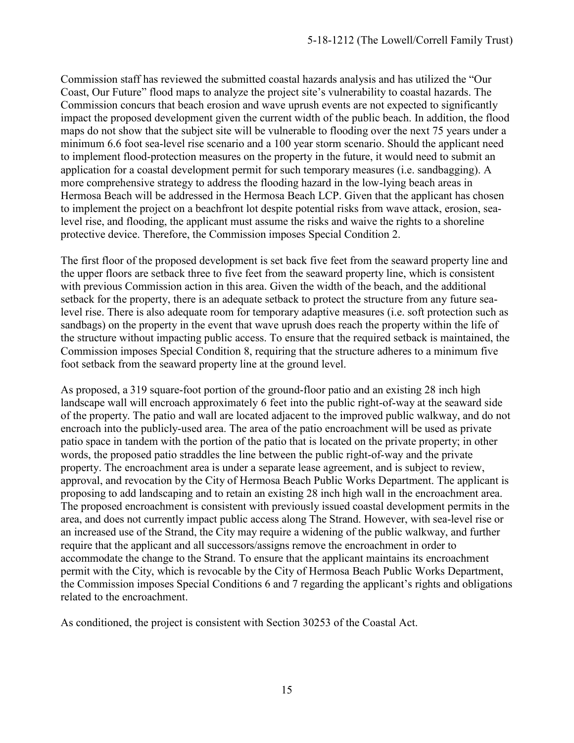Commission staff has reviewed the submitted coastal hazards analysis and has utilized the "Our Coast, Our Future" flood maps to analyze the project site's vulnerability to coastal hazards. The Commission concurs that beach erosion and wave uprush events are not expected to significantly impact the proposed development given the current width of the public beach. In addition, the flood maps do not show that the subject site will be vulnerable to flooding over the next 75 years under a minimum 6.6 foot sea-level rise scenario and a 100 year storm scenario. Should the applicant need to implement flood-protection measures on the property in the future, it would need to submit an application for a coastal development permit for such temporary measures (i.e. sandbagging). A more comprehensive strategy to address the flooding hazard in the low-lying beach areas in Hermosa Beach will be addressed in the Hermosa Beach LCP. Given that the applicant has chosen to implement the project on a beachfront lot despite potential risks from wave attack, erosion, sea-level rise, and flooding, the applicant must assume the risks and waive the rights to a shoreline protective device. Therefore, the Commission imposes Special Condition 2.

The first floor of the proposed development is set back five feet from the seaward property line and the upper floors are setback three to five feet from the seaward property line, which is consistent with previous Commission action in this area. Given the width of the beach, and the additional setback for the property, there is an adequate setback to protect the structure from any future sea-level rise. There is also adequate room for temporary adaptive measures (i.e. soft protection such as sandbags) on the property in the event that wave uprush does reach the property within the life of the structure without impacting public access. To ensure that the required setback is maintained, the Commission imposes Special Condition 8, requiring that the structure adheres to a minimum five foot setback from the seaward property line at the ground level.

As proposed, a 319 square-foot portion of the ground-floor patio and an existing 28 inch high landscape wall will encroach approximately 6 feet into the public right-of-way at the seaward side of the property. The patio and wall are located adjacent to the improved public walkway, and do not encroach into the publicly-used area. The area of the patio encroachment will be used as private patio space in tandem with the portion of the patio that is located on the private property; in other words, the proposed patio straddles the line between the public right-of-way and the private property. The encroachment area is under a separate lease agreement, and is subject to review, approval, and revocation by the City of Hermosa Beach Public Works Department. The applicant is proposing to add landscaping and to retain an existing 28 inch high wall in the encroachment area. The proposed encroachment is consistent with previously issued coastal development permits in the area, and does not currently impact public access along The Strand. However, with sea-level rise or an increased use of the Strand, the City may require a widening of the public walkway, and further require that the applicant and all successors/assigns remove the encroachment in order to accommodate the change to the Strand. To ensure that the applicant maintains its encroachment permit with the City, which is revocable by the City of Hermosa Beach Public Works Department, the Commission imposes Special Conditions 6 and 7 regarding the applicant's rights and obligations related to the encroachment.

As conditioned, the project is consistent with Section 30253 of the Coastal Act.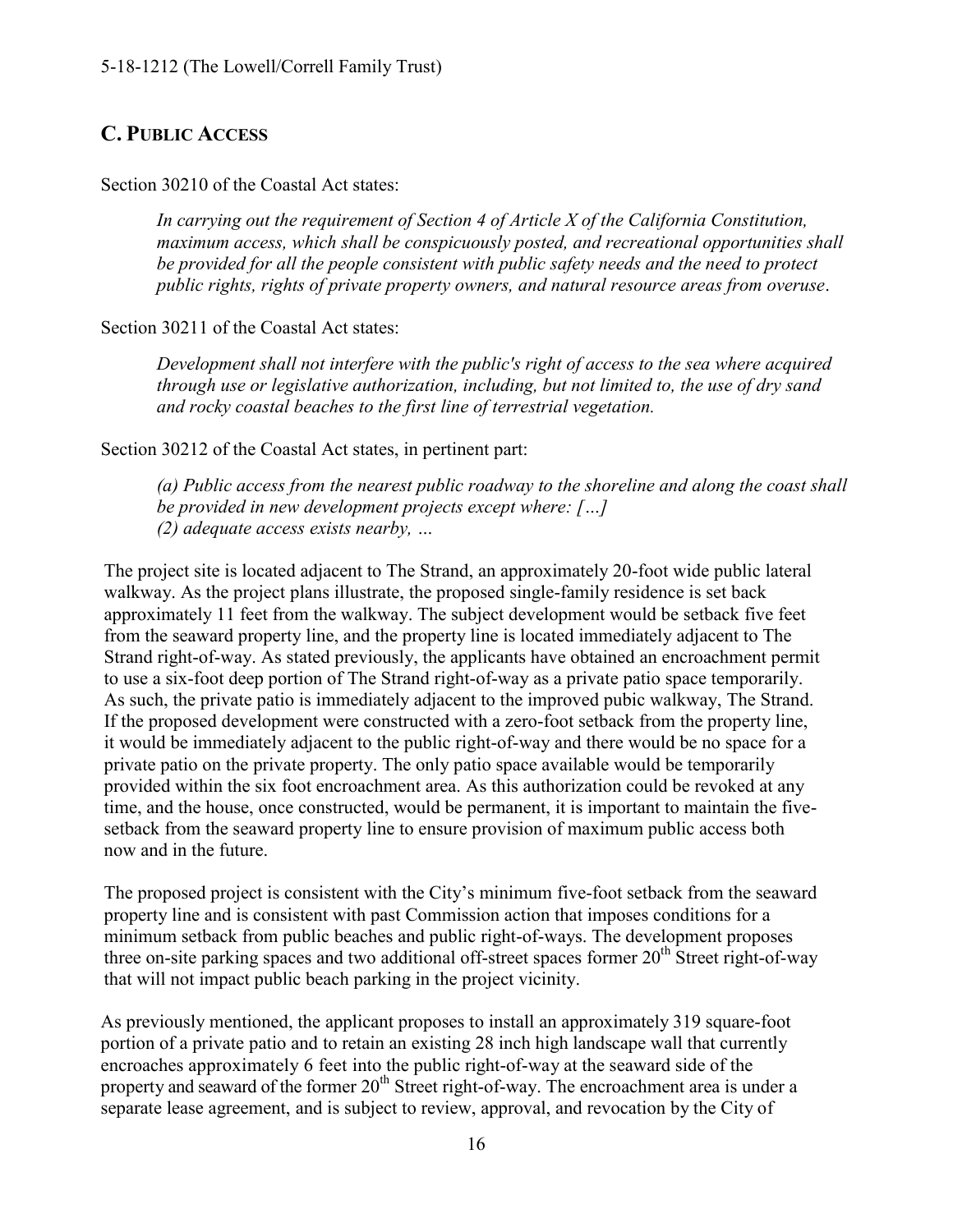## C. PUBLIC ACCESS

Section 30210 of the Coastal Act states:

> *In carrying out the requirement of Section 4 of Article X of the California Constitution, maximum access, which shall be conspicuously posted, and recreational opportunities shall be provided for all the people consistent with public safety needs and the need to protect public rights, rights of private property owners, and natural resource areas from overuse*.

Section 30211 of the Coastal Act states:

> *Development shall not interfere with the public's right of access to the sea where acquired through use or legislative authorization, including, but not limited to, the use of dry sand and rocky coastal beaches to the first line of terrestrial vegetation.*

Section 30212 of the Coastal Act states, in pertinent part:

> *(a) Public access from the nearest public roadway to the shoreline and along the coast shall be provided in new development projects except where: […]*
> *(2) adequate access exists nearby, …*

The project site is located adjacent to The Strand, an approximately 20-foot wide public lateral walkway. As the project plans illustrate, the proposed single-family residence is set back approximately 11 feet from the walkway. The subject development would be setback five feet from the seaward property line, and the property line is located immediately adjacent to The Strand right-of-way. As stated previously, the applicants have obtained an encroachment permit to use a six-foot deep portion of The Strand right-of-way as a private patio space temporarily. As such, the private patio is immediately adjacent to the improved pubic walkway, The Strand. If the proposed development were constructed with a zero-foot setback from the property line, it would be immediately adjacent to the public right-of-way and there would be no space for a private patio on the private property. The only patio space available would be temporarily provided within the six foot encroachment area. As this authorization could be revoked at any time, and the house, once constructed, would be permanent, it is important to maintain the five-setback from the seaward property line to ensure provision of maximum public access both now and in the future.

The proposed project is consistent with the City's minimum five-foot setback from the seaward property line and is consistent with past Commission action that imposes conditions for a minimum setback from public beaches and public right-of-ways. The development proposes three on-site parking spaces and two additional off-street spaces former 20th Street right-of-way that will not impact public beach parking in the project vicinity.

As previously mentioned, the applicant proposes to install an approximately 319 square-foot portion of a private patio and to retain an existing 28 inch high landscape wall that currently encroaches approximately 6 feet into the public right-of-way at the seaward side of the property and seaward of the former 20th Street right-of-way. The encroachment area is under a separate lease agreement, and is subject to review, approval, and revocation by the City of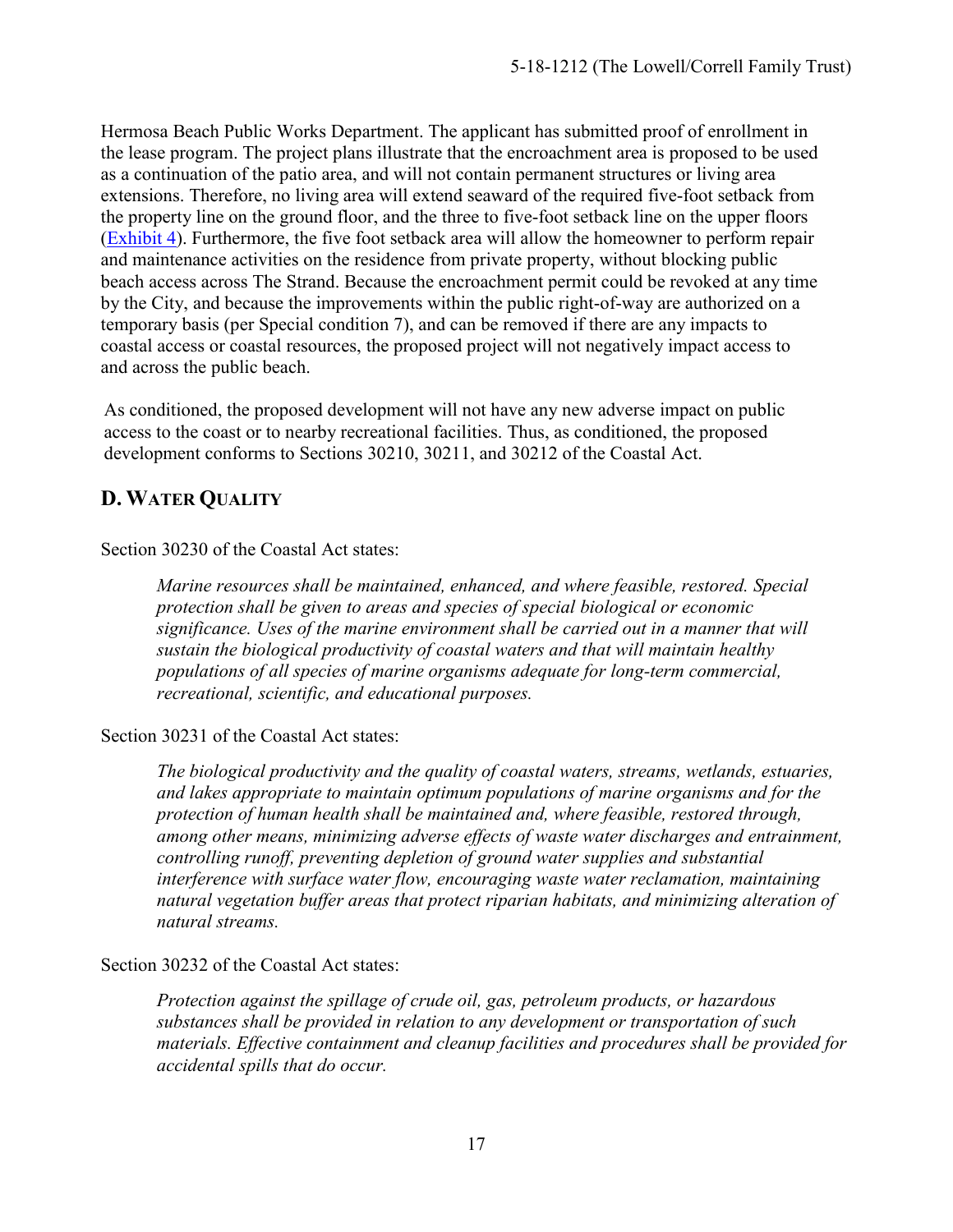Hermosa Beach Public Works Department. The applicant has submitted proof of enrollment in the lease program. The project plans illustrate that the encroachment area is proposed to be used as a continuation of the patio area, and will not contain permanent structures or living area extensions. Therefore, no living area will extend seaward of the required five-foot setback from the property line on the ground floor, and the three to five-foot setback line on the upper floors (Exhibit 4). Furthermore, the five foot setback area will allow the homeowner to perform repair and maintenance activities on the residence from private property, without blocking public beach access across The Strand. Because the encroachment permit could be revoked at any time by the City, and because the improvements within the public right-of-way are authorized on a temporary basis (per Special condition 7), and can be removed if there are any impacts to coastal access or coastal resources, the proposed project will not negatively impact access to and across the public beach.

As conditioned, the proposed development will not have any new adverse impact on public access to the coast or to nearby recreational facilities. Thus, as conditioned, the proposed development conforms to Sections 30210, 30211, and 30212 of the Coastal Act.

## D. Water Quality

Section 30230 of the Coastal Act states:

> *Marine resources shall be maintained, enhanced, and where feasible, restored. Special protection shall be given to areas and species of special biological or economic significance. Uses of the marine environment shall be carried out in a manner that will sustain the biological productivity of coastal waters and that will maintain healthy populations of all species of marine organisms adequate for long-term commercial, recreational, scientific, and educational purposes.*

Section 30231 of the Coastal Act states:

> *The biological productivity and the quality of coastal waters, streams, wetlands, estuaries, and lakes appropriate to maintain optimum populations of marine organisms and for the protection of human health shall be maintained and, where feasible, restored through, among other means, minimizing adverse effects of waste water discharges and entrainment, controlling runoff, preventing depletion of ground water supplies and substantial interference with surface water flow, encouraging waste water reclamation, maintaining natural vegetation buffer areas that protect riparian habitats, and minimizing alteration of natural streams.*

Section 30232 of the Coastal Act states:

> *Protection against the spillage of crude oil, gas, petroleum products, or hazardous substances shall be provided in relation to any development or transportation of such materials. Effective containment and cleanup facilities and procedures shall be provided for accidental spills that do occur.*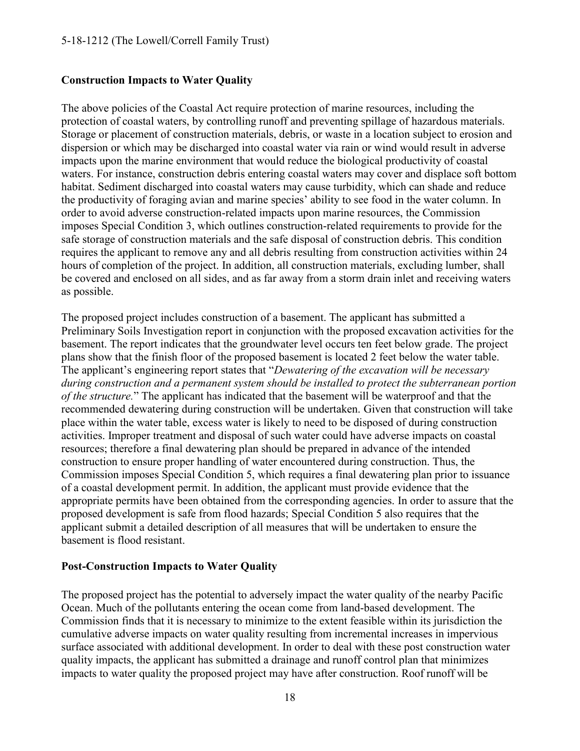**Construction Impacts to Water Quality**

The above policies of the Coastal Act require protection of marine resources, including the protection of coastal waters, by controlling runoff and preventing spillage of hazardous materials. Storage or placement of construction materials, debris, or waste in a location subject to erosion and dispersion or which may be discharged into coastal water via rain or wind would result in adverse impacts upon the marine environment that would reduce the biological productivity of coastal waters. For instance, construction debris entering coastal waters may cover and displace soft bottom habitat. Sediment discharged into coastal waters may cause turbidity, which can shade and reduce the productivity of foraging avian and marine species' ability to see food in the water column. In order to avoid adverse construction-related impacts upon marine resources, the Commission imposes Special Condition 3, which outlines construction-related requirements to provide for the safe storage of construction materials and the safe disposal of construction debris. This condition requires the applicant to remove any and all debris resulting from construction activities within 24 hours of completion of the project. In addition, all construction materials, excluding lumber, shall be covered and enclosed on all sides, and as far away from a storm drain inlet and receiving waters as possible.

The proposed project includes construction of a basement. The applicant has submitted a Preliminary Soils Investigation report in conjunction with the proposed excavation activities for the basement. The report indicates that the groundwater level occurs ten feet below grade. The project plans show that the finish floor of the proposed basement is located 2 feet below the water table. The applicant's engineering report states that "*Dewatering of the excavation will be necessary during construction and a permanent system should be installed to protect the subterranean portion of the structure.*" The applicant has indicated that the basement will be waterproof and that the recommended dewatering during construction will be undertaken. Given that construction will take place within the water table, excess water is likely to need to be disposed of during construction activities. Improper treatment and disposal of such water could have adverse impacts on coastal resources; therefore a final dewatering plan should be prepared in advance of the intended construction to ensure proper handling of water encountered during construction. Thus, the Commission imposes Special Condition 5, which requires a final dewatering plan prior to issuance of a coastal development permit. In addition, the applicant must provide evidence that the appropriate permits have been obtained from the corresponding agencies. In order to assure that the proposed development is safe from flood hazards; Special Condition 5 also requires that the applicant submit a detailed description of all measures that will be undertaken to ensure the basement is flood resistant.

**Post-Construction Impacts to Water Quality**

The proposed project has the potential to adversely impact the water quality of the nearby Pacific Ocean. Much of the pollutants entering the ocean come from land-based development. The Commission finds that it is necessary to minimize to the extent feasible within its jurisdiction the cumulative adverse impacts on water quality resulting from incremental increases in impervious surface associated with additional development. In order to deal with these post construction water quality impacts, the applicant has submitted a drainage and runoff control plan that minimizes impacts to water quality the proposed project may have after construction. Roof runoff will be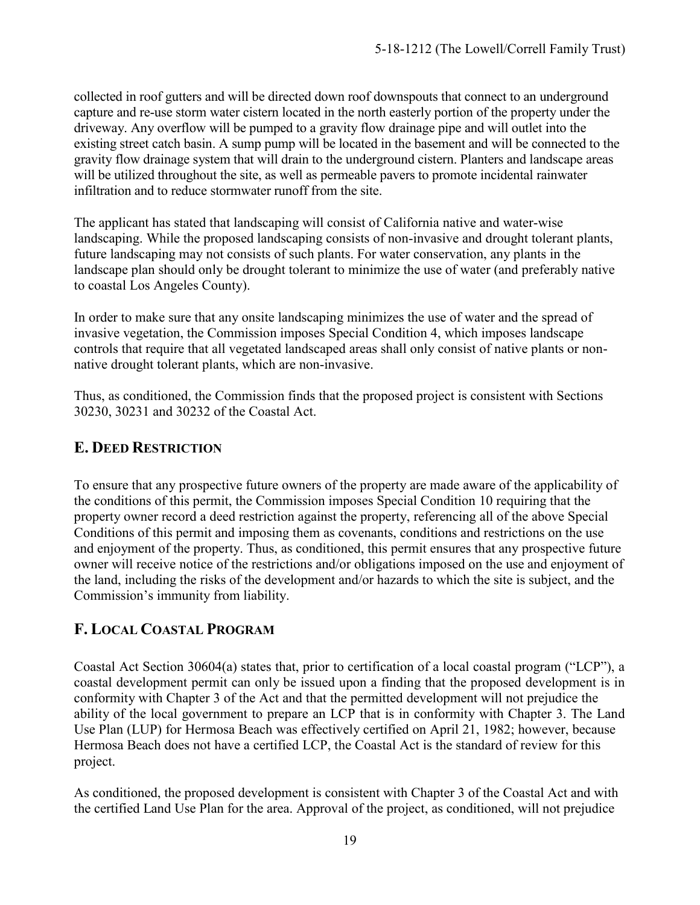collected in roof gutters and will be directed down roof downspouts that connect to an underground capture and re-use storm water cistern located in the north easterly portion of the property under the driveway. Any overflow will be pumped to a gravity flow drainage pipe and will outlet into the existing street catch basin. A sump pump will be located in the basement and will be connected to the gravity flow drainage system that will drain to the underground cistern. Planters and landscape areas will be utilized throughout the site, as well as permeable pavers to promote incidental rainwater infiltration and to reduce stormwater runoff from the site.

The applicant has stated that landscaping will consist of California native and water-wise landscaping. While the proposed landscaping consists of non-invasive and drought tolerant plants, future landscaping may not consists of such plants. For water conservation, any plants in the landscape plan should only be drought tolerant to minimize the use of water (and preferably native to coastal Los Angeles County).

In order to make sure that any onsite landscaping minimizes the use of water and the spread of invasive vegetation, the Commission imposes Special Condition 4, which imposes landscape controls that require that all vegetated landscaped areas shall only consist of native plants or non-native drought tolerant plants, which are non-invasive.

Thus, as conditioned, the Commission finds that the proposed project is consistent with Sections 30230, 30231 and 30232 of the Coastal Act.

## E. DEED RESTRICTION

To ensure that any prospective future owners of the property are made aware of the applicability of the conditions of this permit, the Commission imposes Special Condition 10 requiring that the property owner record a deed restriction against the property, referencing all of the above Special Conditions of this permit and imposing them as covenants, conditions and restrictions on the use and enjoyment of the property. Thus, as conditioned, this permit ensures that any prospective future owner will receive notice of the restrictions and/or obligations imposed on the use and enjoyment of the land, including the risks of the development and/or hazards to which the site is subject, and the Commission's immunity from liability.

## F. LOCAL COASTAL PROGRAM

Coastal Act Section 30604(a) states that, prior to certification of a local coastal program ("LCP"), a coastal development permit can only be issued upon a finding that the proposed development is in conformity with Chapter 3 of the Act and that the permitted development will not prejudice the ability of the local government to prepare an LCP that is in conformity with Chapter 3. The Land Use Plan (LUP) for Hermosa Beach was effectively certified on April 21, 1982; however, because Hermosa Beach does not have a certified LCP, the Coastal Act is the standard of review for this project.

As conditioned, the proposed development is consistent with Chapter 3 of the Coastal Act and with the certified Land Use Plan for the area. Approval of the project, as conditioned, will not prejudice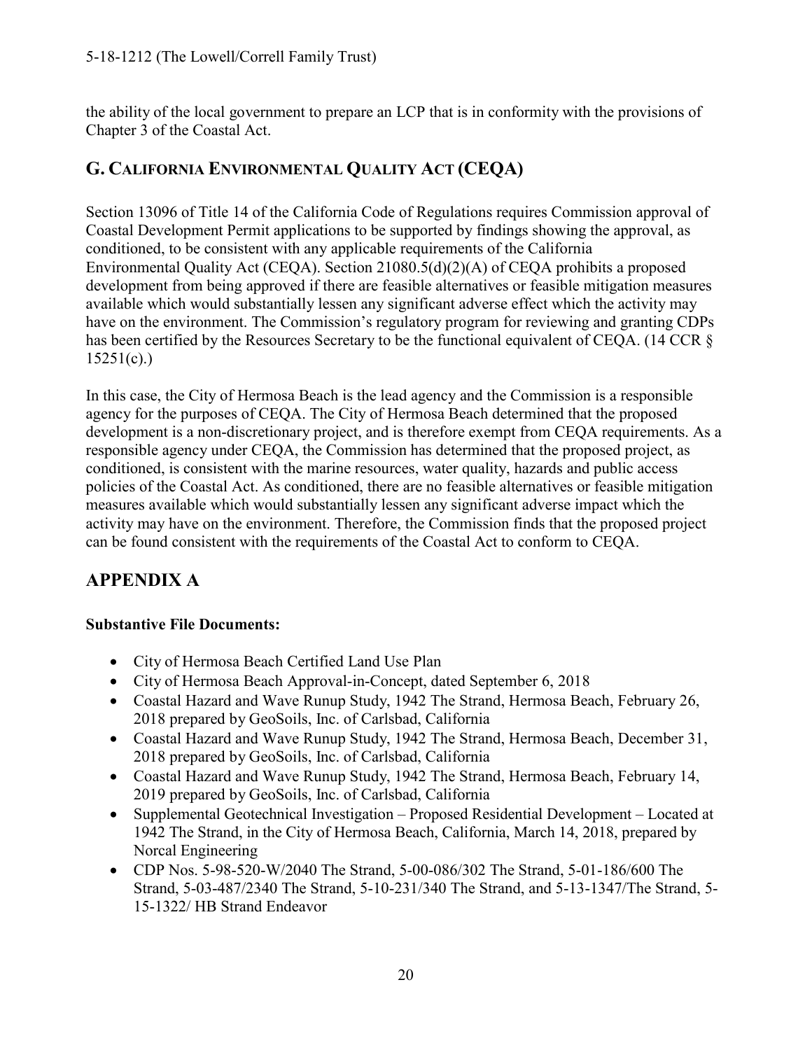the ability of the local government to prepare an LCP that is in conformity with the provisions of Chapter 3 of the Coastal Act.

## G. CALIFORNIA ENVIRONMENTAL QUALITY ACT (CEQA)

Section 13096 of Title 14 of the California Code of Regulations requires Commission approval of Coastal Development Permit applications to be supported by findings showing the approval, as conditioned, to be consistent with any applicable requirements of the California Environmental Quality Act (CEQA). Section 21080.5(d)(2)(A) of CEQA prohibits a proposed development from being approved if there are feasible alternatives or feasible mitigation measures available which would substantially lessen any significant adverse effect which the activity may have on the environment. The Commission's regulatory program for reviewing and granting CDPs has been certified by the Resources Secretary to be the functional equivalent of CEQA. (14 CCR § 15251(c).)

In this case, the City of Hermosa Beach is the lead agency and the Commission is a responsible agency for the purposes of CEQA. The City of Hermosa Beach determined that the proposed development is a non-discretionary project, and is therefore exempt from CEQA requirements. As a responsible agency under CEQA, the Commission has determined that the proposed project, as conditioned, is consistent with the marine resources, water quality, hazards and public access policies of the Coastal Act. As conditioned, there are no feasible alternatives or feasible mitigation measures available which would substantially lessen any significant adverse impact which the activity may have on the environment. Therefore, the Commission finds that the proposed project can be found consistent with the requirements of the Coastal Act to conform to CEQA.

# APPENDIX A

**Substantive File Documents:**

- City of Hermosa Beach Certified Land Use Plan
- City of Hermosa Beach Approval-in-Concept, dated September 6, 2018
- Coastal Hazard and Wave Runup Study, 1942 The Strand, Hermosa Beach, February 26, 2018 prepared by GeoSoils, Inc. of Carlsbad, California
- Coastal Hazard and Wave Runup Study, 1942 The Strand, Hermosa Beach, December 31, 2018 prepared by GeoSoils, Inc. of Carlsbad, California
- Coastal Hazard and Wave Runup Study, 1942 The Strand, Hermosa Beach, February 14, 2019 prepared by GeoSoils, Inc. of Carlsbad, California
- Supplemental Geotechnical Investigation – Proposed Residential Development – Located at 1942 The Strand, in the City of Hermosa Beach, California, March 14, 2018, prepared by Norcal Engineering
- CDP Nos. 5-98-520-W/2040 The Strand, 5-00-086/302 The Strand, 5-01-186/600 The Strand, 5-03-487/2340 The Strand, 5-10-231/340 The Strand, and 5-13-1347/The Strand, 5-15-1322/ HB Strand Endeavor